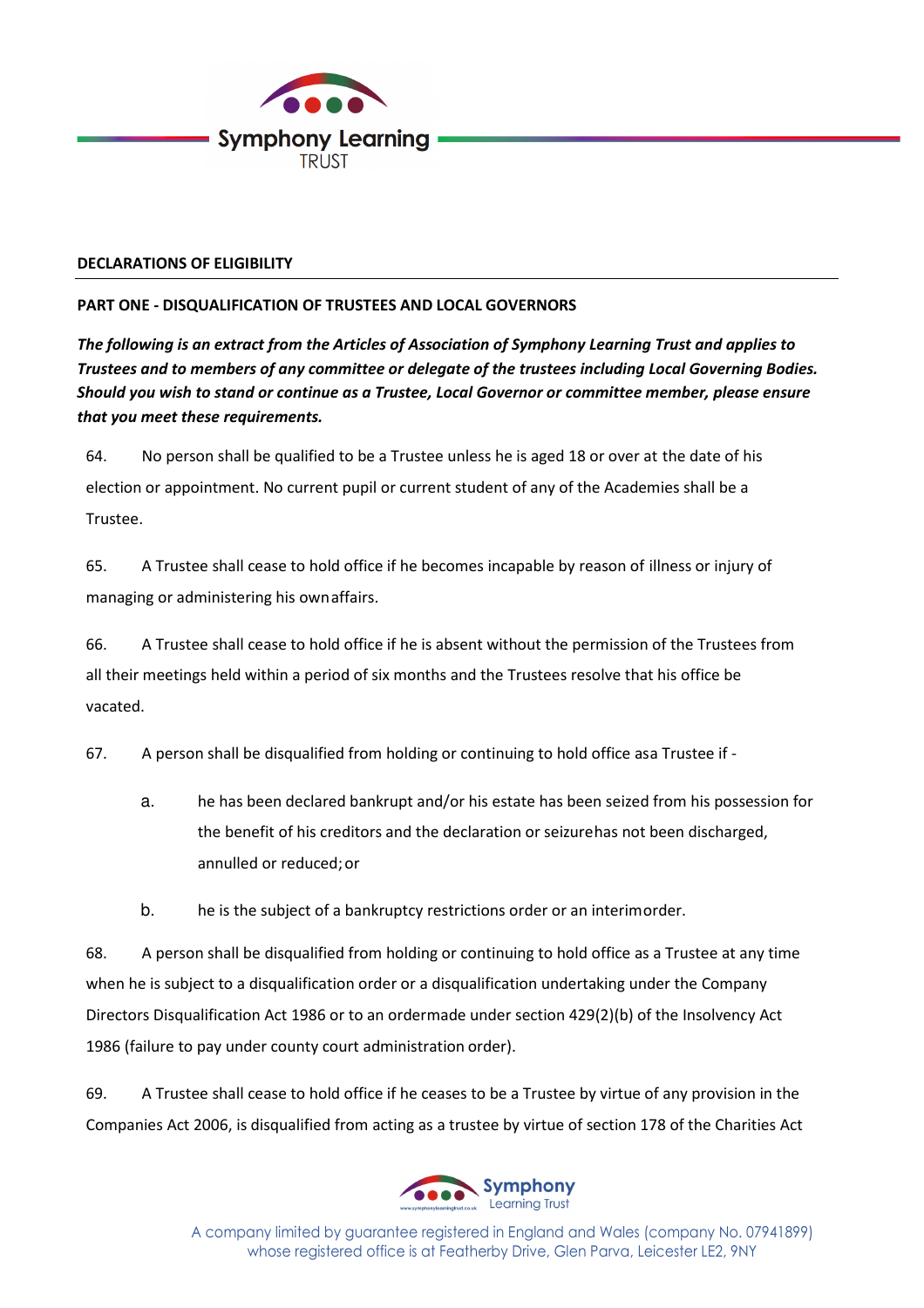**DECLARATIONS OF ELIGIBILITY**

**PART ONE - DISQUALIFICATION OF TRUSTEES AND LOCAL GOVERNORS**

***The following is an extract from the Articles of Association of Symphony Learning Trust and applies to Trustees and to members of any committee or delegate of the trustees including Local Governing Bodies. Should you wish to stand or continue as a Trustee, Local Governor or committee member, please ensure that you meet these requirements.***

64. No person shall be qualified to be a Trustee unless he is aged 18 or over at the date of his election or appointment. No current pupil or current student of any of the Academies shall be a Trustee.

65. A Trustee shall cease to hold office if he becomes incapable by reason of illness or injury of managing or administering his own affairs.

66. A Trustee shall cease to hold office if he is absent without the permission of the Trustees from all their meetings held within a period of six months and the Trustees resolve that his office be vacated.

67. A person shall be disqualified from holding or continuing to hold office as a Trustee if -

   a. he has been declared bankrupt and/or his estate has been seized from his possession for the benefit of his creditors and the declaration or seizure has not been discharged, annulled or reduced; or

   b. he is the subject of a bankruptcy restrictions order or an interim order.

68. A person shall be disqualified from holding or continuing to hold office as a Trustee at any time when he is subject to a disqualification order or a disqualification undertaking under the Company Directors Disqualification Act 1986 or to an order made under section 429(2)(b) of the Insolvency Act 1986 (failure to pay under county court administration order).

69. A Trustee shall cease to hold office if he ceases to be a Trustee by virtue of any provision in the Companies Act 2006, is disqualified from acting as a trustee by virtue of section 178 of the Charities Act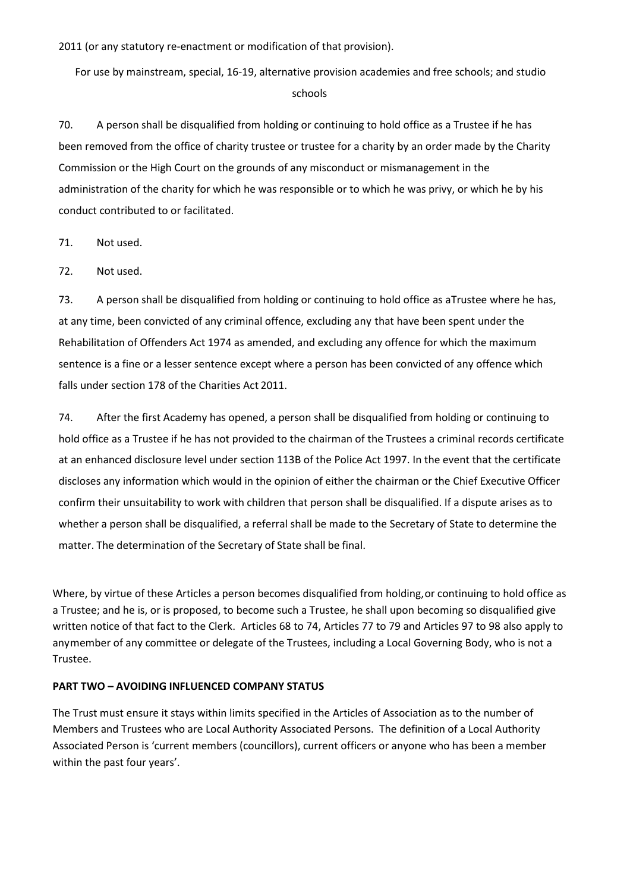2011 (or any statutory re-enactment or modification of that provision).

For use by mainstream, special, 16-19, alternative provision academies and free schools; and studio schools

70. A person shall be disqualified from holding or continuing to hold office as a Trustee if he has been removed from the office of charity trustee or trustee for a charity by an order made by the Charity Commission or the High Court on the grounds of any misconduct or mismanagement in the administration of the charity for which he was responsible or to which he was privy, or which he by his conduct contributed to or facilitated.

71. Not used.

72. Not used.

73. A person shall be disqualified from holding or continuing to hold office as aTrustee where he has, at any time, been convicted of any criminal offence, excluding any that have been spent under the Rehabilitation of Offenders Act 1974 as amended, and excluding any offence for which the maximum sentence is a fine or a lesser sentence except where a person has been convicted of any offence which falls under section 178 of the Charities Act 2011.

74. After the first Academy has opened, a person shall be disqualified from holding or continuing to hold office as a Trustee if he has not provided to the chairman of the Trustees a criminal records certificate at an enhanced disclosure level under section 113B of the Police Act 1997. In the event that the certificate discloses any information which would in the opinion of either the chairman or the Chief Executive Officer confirm their unsuitability to work with children that person shall be disqualified. If a dispute arises as to whether a person shall be disqualified, a referral shall be made to the Secretary of State to determine the matter. The determination of the Secretary of State shall be final.

Where, by virtue of these Articles a person becomes disqualified from holding,or continuing to hold office as a Trustee; and he is, or is proposed, to become such a Trustee, he shall upon becoming so disqualified give written notice of that fact to the Clerk. Articles 68 to 74, Articles 77 to 79 and Articles 97 to 98 also apply to anymember of any committee or delegate of the Trustees, including a Local Governing Body, who is not a Trustee.

**PART TWO – AVOIDING INFLUENCED COMPANY STATUS**

The Trust must ensure it stays within limits specified in the Articles of Association as to the number of Members and Trustees who are Local Authority Associated Persons. The definition of a Local Authority Associated Person is 'current members (councillors), current officers or anyone who has been a member within the past four years'.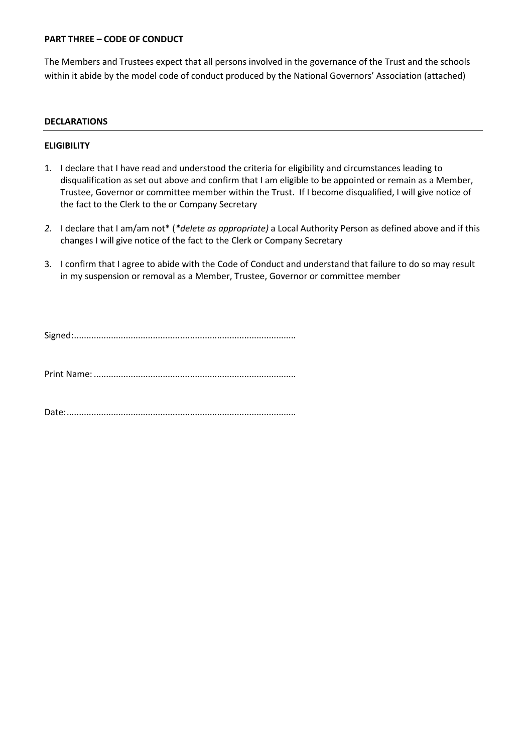**PART THREE – CODE OF CONDUCT**

The Members and Trustees expect that all persons involved in the governance of the Trust and the schools within it abide by the model code of conduct produced by the National Governors' Association (attached)

**DECLARATIONS**

---

**ELIGIBILITY**

1. I declare that I have read and understood the criteria for eligibility and circumstances leading to disqualification as set out above and confirm that I am eligible to be appointed or remain as a Member, Trustee, Governor or committee member within the Trust. If I become disqualified, I will give notice of the fact to the Clerk to the or Company Secretary
2. I declare that I am/am not* (*\*delete as appropriate)* a Local Authority Person as defined above and if this changes I will give notice of the fact to the Clerk or Company Secretary
3. I confirm that I agree to abide with the Code of Conduct and understand that failure to do so may result in my suspension or removal as a Member, Trustee, Governor or committee member

Signed:.........................................................................................

Print Name: .................................................................................

Date:............................................................................................